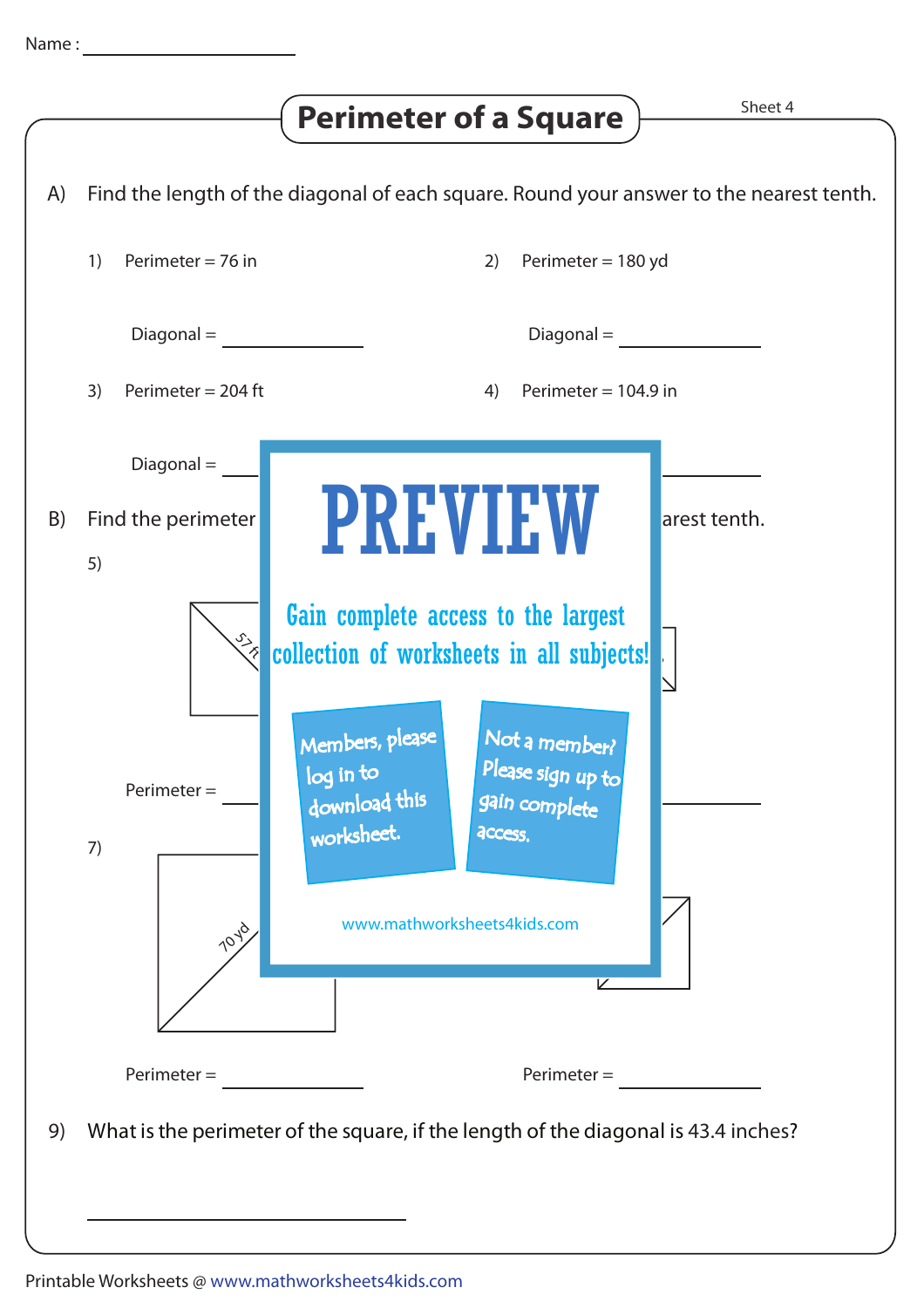Name : ____________________

# Perimeter of a Square

Sheet 4

A) Find the length of the diagonal of each square. Round your answer to the nearest tenth.

1) Perimeter = 76 in

Diagonal = ____________

2) Perimeter = 180 yd

Diagonal = ____________

3) Perimeter = 204 ft

Diagonal = ____________

4) Perimeter = 104.9 in

____________

B) Find the perimeter ... arest tenth.

5)

57 ft

Perimeter = ____________

____________

7)

70 yd

Perimeter = ____________

Perimeter = ____________

PREVIEW

Gain complete access to the largest collection of worksheets in all subjects!

Members, please log in to download this worksheet.

Not a member? Please sign up to gain complete access.

www.mathworksheets4kids.com

9) What is the perimeter of the square, if the length of the diagonal is 43.4 inches?

____________________

Printable Worksheets @ www.mathworksheets4kids.com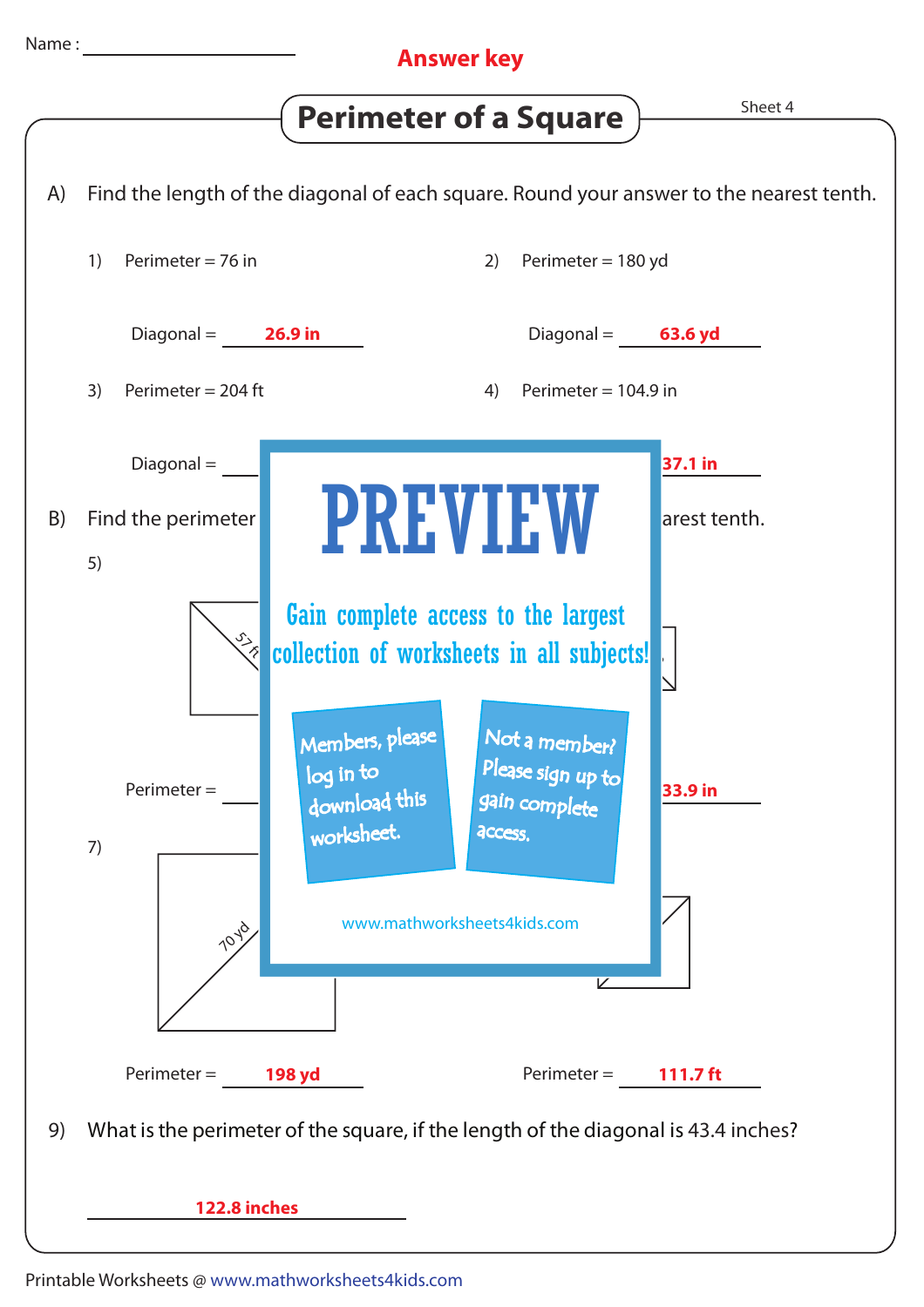Name : ____________________

**Answer key**

# Perimeter of a Square

Sheet 4

A) Find the length of the diagonal of each square. Round your answer to the nearest tenth.

1) Perimeter = 76 in

Diagonal = **26.9 in**

2) Perimeter = 180 yd

Diagonal = **63.6 yd**

3) Perimeter = 204 ft

Diagonal = 

4) Perimeter = 104.9 in

**37.1 in**

B) Find the perimeter ... arest tenth.

5)

57 ft

Perimeter = 

**33.9 in**

7)

70 yd

Perimeter = **198 yd**

Perimeter = **111.7 ft**

PREVIEW

Gain complete access to the largest collection of worksheets in all subjects!

Members, please log in to download this worksheet.

Not a member? Please sign up to gain complete access.

www.mathworksheets4kids.com

9) What is the perimeter of the square, if the length of the diagonal is 43.4 inches?

**122.8 inches**

Printable Worksheets @ www.mathworksheets4kids.com